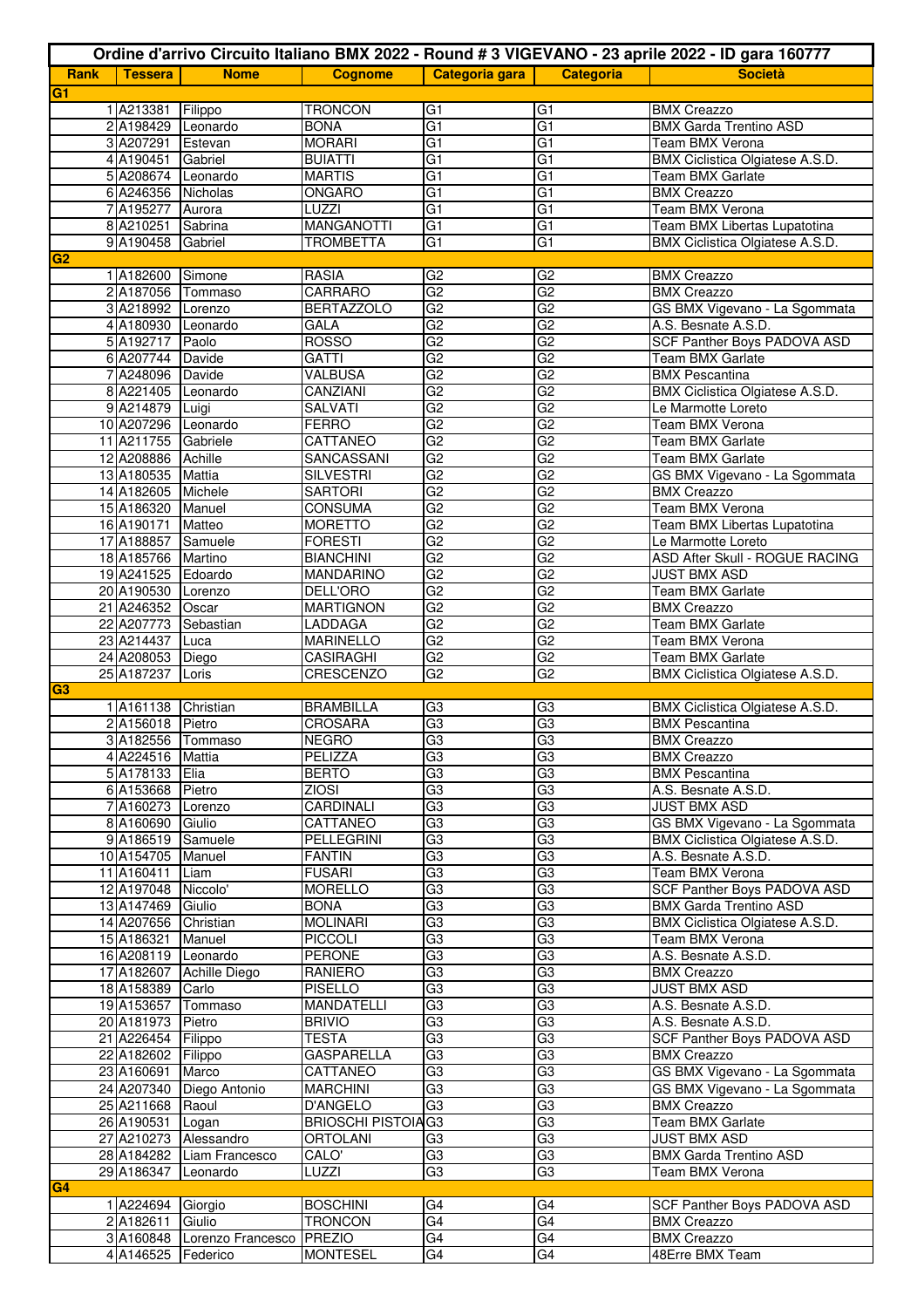# Ordine d'arrivo Circuito Italiano BMX 2022 - Round # 3 VIGEVANO - 23 aprile 2022 - ID gara 160777

| Rank | Tessera | Nome | Cognome | Categoria gara | Categoria | Società |
|---|---|---|---|---|---|---|
| **G1** | | | | | | |
| 1 | A213381 | Filippo | TRONCON | G1 | G1 | BMX Creazzo |
| 2 | A198429 | Leonardo | BONA | G1 | G1 | BMX Garda Trentino ASD |
| 3 | A207291 | Estevan | MORARI | G1 | G1 | Team BMX Verona |
| 4 | A190451 | Gabriel | BUIATTI | G1 | G1 | BMX Ciclistica Olgiatese A.S.D. |
| 5 | A208674 | Leonardo | MARTIS | G1 | G1 | Team BMX Garlate |
| 6 | A246356 | Nicholas | ONGARO | G1 | G1 | BMX Creazzo |
| 7 | A195277 | Aurora | LUZZI | G1 | G1 | Team BMX Verona |
| 8 | A210251 | Sabrina | MANGANOTTI | G1 | G1 | Team BMX Libertas Lupatotina |
| 9 | A190458 | Gabriel | TROMBETTA | G1 | G1 | BMX Ciclistica Olgiatese A.S.D. |
| **G2** | | | | | | |
| 1 | A182600 | Simone | RASIA | G2 | G2 | BMX Creazzo |
| 2 | A187056 | Tommaso | CARRARO | G2 | G2 | BMX Creazzo |
| 3 | A218992 | Lorenzo | BERTAZZOLO | G2 | G2 | GS BMX Vigevano - La Sgommata |
| 4 | A180930 | Leonardo | GALA | G2 | G2 | A.S. Besnate A.S.D. |
| 5 | A192717 | Paolo | ROSSO | G2 | G2 | SCF Panther Boys PADOVA ASD |
| 6 | A207744 | Davide | GATTI | G2 | G2 | Team BMX Garlate |
| 7 | A248096 | Davide | VALBUSA | G2 | G2 | BMX Pescantina |
| 8 | A221405 | Leonardo | CANZIANI | G2 | G2 | BMX Ciclistica Olgiatese A.S.D. |
| 9 | A214879 | Luigi | SALVATI | G2 | G2 | Le Marmotte Loreto |
| 10 | A207296 | Leonardo | FERRO | G2 | G2 | Team BMX Verona |
| 11 | A211755 | Gabriele | CATTANEO | G2 | G2 | Team BMX Garlate |
| 12 | A208886 | Achille | SANCASSANI | G2 | G2 | Team BMX Garlate |
| 13 | A180535 | Mattia | SILVESTRI | G2 | G2 | GS BMX Vigevano - La Sgommata |
| 14 | A182605 | Michele | SARTORI | G2 | G2 | BMX Creazzo |
| 15 | A186320 | Manuel | CONSUMA | G2 | G2 | Team BMX Verona |
| 16 | A190171 | Matteo | MORETTO | G2 | G2 | Team BMX Libertas Lupatotina |
| 17 | A188857 | Samuele | FORESTI | G2 | G2 | Le Marmotte Loreto |
| 18 | A185766 | Martino | BIANCHINI | G2 | G2 | ASD After Skull - ROGUE RACING |
| 19 | A241525 | Edoardo | MANDARINO | G2 | G2 | JUST BMX ASD |
| 20 | A190530 | Lorenzo | DELL'ORO | G2 | G2 | Team BMX Garlate |
| 21 | A246352 | Oscar | MARTIGNON | G2 | G2 | BMX Creazzo |
| 22 | A207773 | Sebastian | LADDAGA | G2 | G2 | Team BMX Garlate |
| 23 | A214437 | Luca | MARINELLO | G2 | G2 | Team BMX Verona |
| 24 | A208053 | Diego | CASIRAGHI | G2 | G2 | Team BMX Garlate |
| 25 | A187237 | Loris | CRESCENZO | G2 | G2 | BMX Ciclistica Olgiatese A.S.D. |
| **G3** | | | | | | |
| 1 | A161138 | Christian | BRAMBILLA | G3 | G3 | BMX Ciclistica Olgiatese A.S.D. |
| 2 | A156018 | Pietro | CROSARA | G3 | G3 | BMX Pescantina |
| 3 | A182556 | Tommaso | NEGRO | G3 | G3 | BMX Creazzo |
| 4 | A224516 | Mattia | PELIZZA | G3 | G3 | BMX Creazzo |
| 5 | A178133 | Elia | BERTO | G3 | G3 | BMX Pescantina |
| 6 | A153668 | Pietro | ZIOSI | G3 | G3 | A.S. Besnate A.S.D. |
| 7 | A160273 | Lorenzo | CARDINALI | G3 | G3 | JUST BMX ASD |
| 8 | A160690 | Giulio | CATTANEO | G3 | G3 | GS BMX Vigevano - La Sgommata |
| 9 | A186519 | Samuele | PELLEGRINI | G3 | G3 | BMX Ciclistica Olgiatese A.S.D. |
| 10 | A154705 | Manuel | FANTIN | G3 | G3 | A.S. Besnate A.S.D. |
| 11 | A160411 | Liam | FUSARI | G3 | G3 | Team BMX Verona |
| 12 | A197048 | Niccolo' | MORELLO | G3 | G3 | SCF Panther Boys PADOVA ASD |
| 13 | A147469 | Giulio | BONA | G3 | G3 | BMX Garda Trentino ASD |
| 14 | A207656 | Christian | MOLINARI | G3 | G3 | BMX Ciclistica Olgiatese A.S.D. |
| 15 | A186321 | Manuel | PICCOLI | G3 | G3 | Team BMX Verona |
| 16 | A208119 | Leonardo | PERONE | G3 | G3 | A.S. Besnate A.S.D. |
| 17 | A182607 | Achille Diego | RANIERO | G3 | G3 | BMX Creazzo |
| 18 | A158389 | Carlo | PISELLO | G3 | G3 | JUST BMX ASD |
| 19 | A153657 | Tommaso | MANDATELLI | G3 | G3 | A.S. Besnate A.S.D. |
| 20 | A181973 | Pietro | BRIVIO | G3 | G3 | A.S. Besnate A.S.D. |
| 21 | A226454 | Filippo | TESTA | G3 | G3 | SCF Panther Boys PADOVA ASD |
| 22 | A182602 | Filippo | GASPARELLA | G3 | G3 | BMX Creazzo |
| 23 | A160691 | Marco | CATTANEO | G3 | G3 | GS BMX Vigevano - La Sgommata |
| 24 | A207340 | Diego Antonio | MARCHINI | G3 | G3 | GS BMX Vigevano - La Sgommata |
| 25 | A211668 | Raoul | D'ANGELO | G3 | G3 | BMX Creazzo |
| 26 | A190531 | Logan | BRIOSCHI PISTOIA | G3 | G3 | Team BMX Garlate |
| 27 | A210273 | Alessandro | ORTOLANI | G3 | G3 | JUST BMX ASD |
| 28 | A184282 | Liam Francesco | CALO' | G3 | G3 | BMX Garda Trentino ASD |
| 29 | A186347 | Leonardo | LUZZI | G3 | G3 | Team BMX Verona |
| **G4** | | | | | | |
| 1 | A224694 | Giorgio | BOSCHINI | G4 | G4 | SCF Panther Boys PADOVA ASD |
| 2 | A182611 | Giulio | TRONCON | G4 | G4 | BMX Creazzo |
| 3 | A160848 | Lorenzo Francesco | PREZIO | G4 | G4 | BMX Creazzo |
| 4 | A146525 | Federico | MONTESEL | G4 | G4 | 48Erre BMX Team |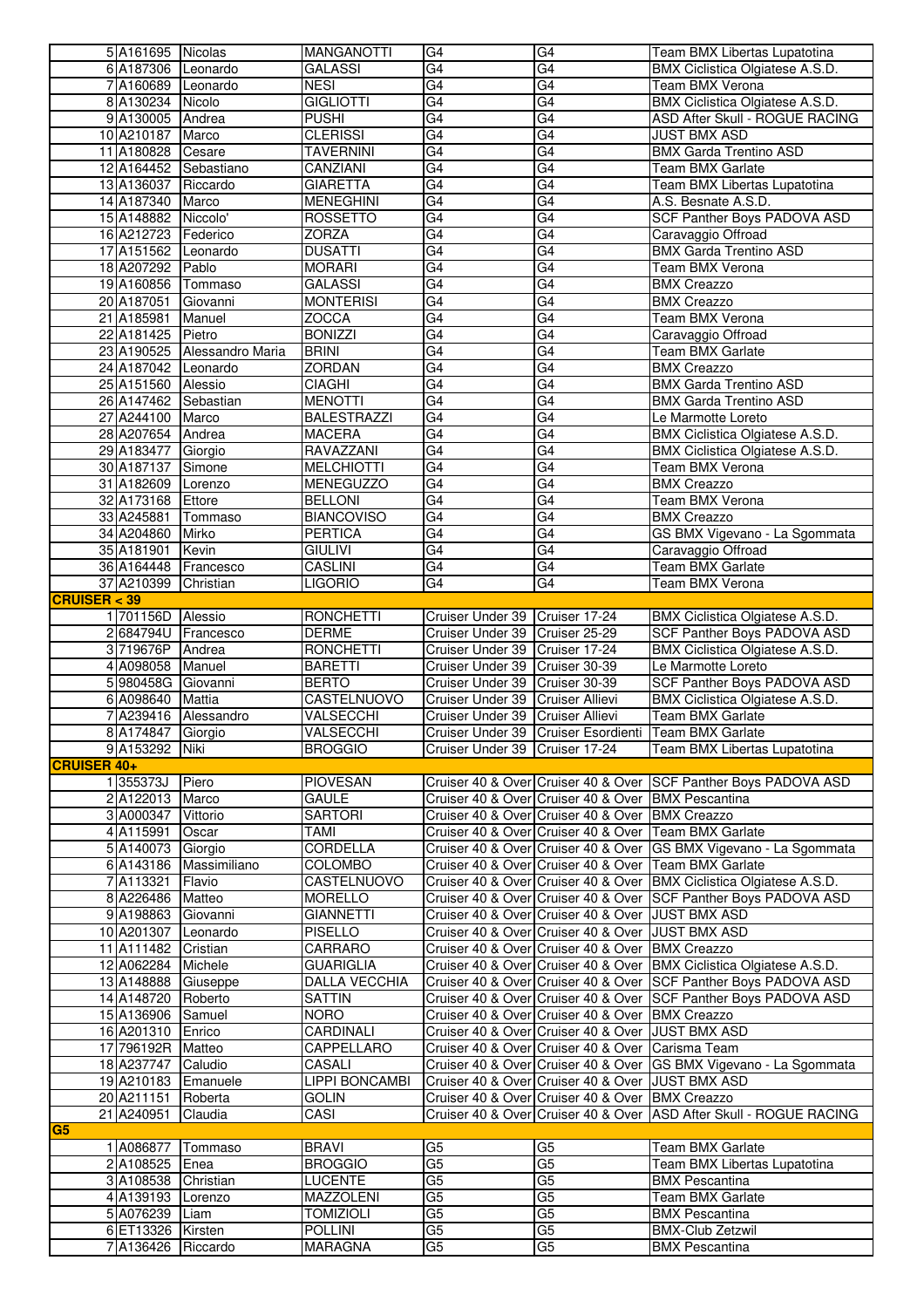| | | | | | | |
|---|---|---|---|---|---|---|
| 5 | A161695 | Nicolas | MANGANOTTI | G4 | G4 | Team BMX Libertas Lupatotina |
| 6 | A187306 | Leonardo | GALASSI | G4 | G4 | BMX Ciclistica Olgiatese A.S.D. |
| 7 | A160689 | Leonardo | NESI | G4 | G4 | Team BMX Verona |
| 8 | A130234 | Nicolo | GIGLIOTTI | G4 | G4 | BMX Ciclistica Olgiatese A.S.D. |
| 9 | A130005 | Andrea | PUSHI | G4 | G4 | ASD After Skull - ROGUE RACING |
| 10 | A210187 | Marco | CLERISSI | G4 | G4 | JUST BMX ASD |
| 11 | A180828 | Cesare | TAVERNINI | G4 | G4 | BMX Garda Trentino ASD |
| 12 | A164452 | Sebastiano | CANZIANI | G4 | G4 | Team BMX Garlate |
| 13 | A136037 | Riccardo | GIARETTA | G4 | G4 | Team BMX Libertas Lupatotina |
| 14 | A187340 | Marco | MENEGHINI | G4 | G4 | A.S. Besnate A.S.D. |
| 15 | A148882 | Niccolo' | ROSSETTO | G4 | G4 | SCF Panther Boys PADOVA ASD |
| 16 | A212723 | Federico | ZORZA | G4 | G4 | Caravaggio Offroad |
| 17 | A151562 | Leonardo | DUSATTI | G4 | G4 | BMX Garda Trentino ASD |
| 18 | A207292 | Pablo | MORARI | G4 | G4 | Team BMX Verona |
| 19 | A160856 | Tommaso | GALASSI | G4 | G4 | BMX Creazzo |
| 20 | A187051 | Giovanni | MONTERISI | G4 | G4 | BMX Creazzo |
| 21 | A185981 | Manuel | ZOCCA | G4 | G4 | Team BMX Verona |
| 22 | A181425 | Pietro | BONIZZI | G4 | G4 | Caravaggio Offroad |
| 23 | A190525 | Alessandro Maria | BRINI | G4 | G4 | Team BMX Garlate |
| 24 | A187042 | Leonardo | ZORDAN | G4 | G4 | BMX Creazzo |
| 25 | A151560 | Alessio | CIAGHI | G4 | G4 | BMX Garda Trentino ASD |
| 26 | A147462 | Sebastian | MENOTTI | G4 | G4 | BMX Garda Trentino ASD |
| 27 | A244100 | Marco | BALESTRAZZI | G4 | G4 | Le Marmotte Loreto |
| 28 | A207654 | Andrea | MACERA | G4 | G4 | BMX Ciclistica Olgiatese A.S.D. |
| 29 | A183477 | Giorgio | RAVAZZANI | G4 | G4 | BMX Ciclistica Olgiatese A.S.D. |
| 30 | A187137 | Simone | MELCHIOTTI | G4 | G4 | Team BMX Verona |
| 31 | A182609 | Lorenzo | MENEGUZZO | G4 | G4 | BMX Creazzo |
| 32 | A173168 | Ettore | BELLONI | G4 | G4 | Team BMX Verona |
| 33 | A245881 | Tommaso | BIANCOVISO | G4 | G4 | BMX Creazzo |
| 34 | A204860 | Mirko | PERTICA | G4 | G4 | GS BMX Vigevano - La Sgommata |
| 35 | A181901 | Kevin | GIULIVI | G4 | G4 | Caravaggio Offroad |
| 36 | A164448 | Francesco | CASLINI | G4 | G4 | Team BMX Garlate |
| 37 | A210399 | Christian | LIGORIO | G4 | G4 | Team BMX Verona |
| **CRUISER < 39** | | | | | | |
| 1 | 701156D | Alessio | RONCHETTI | Cruiser Under 39 | Cruiser 17-24 | BMX Ciclistica Olgiatese A.S.D. |
| 2 | 684794U | Francesco | DERME | Cruiser Under 39 | Cruiser 25-29 | SCF Panther Boys PADOVA ASD |
| 3 | 719676P | Andrea | RONCHETTI | Cruiser Under 39 | Cruiser 17-24 | BMX Ciclistica Olgiatese A.S.D. |
| 4 | A098058 | Manuel | BARETTI | Cruiser Under 39 | Cruiser 30-39 | Le Marmotte Loreto |
| 5 | 980458G | Giovanni | BERTO | Cruiser Under 39 | Cruiser 30-39 | SCF Panther Boys PADOVA ASD |
| 6 | A098640 | Mattia | CASTELNUOVO | Cruiser Under 39 | Cruiser Allievi | BMX Ciclistica Olgiatese A.S.D. |
| 7 | A239416 | Alessandro | VALSECCHI | Cruiser Under 39 | Cruiser Allievi | Team BMX Garlate |
| 8 | A174847 | Giorgio | VALSECCHI | Cruiser Under 39 | Cruiser Esordienti | Team BMX Garlate |
| 9 | A153292 | Niki | BROGGIO | Cruiser Under 39 | Cruiser 17-24 | Team BMX Libertas Lupatotina |
| **CRUISER 40+** | | | | | | |
| 1 | 355373J | Piero | PIOVESAN | Cruiser 40 & Over | Cruiser 40 & Over | SCF Panther Boys PADOVA ASD |
| 2 | A122013 | Marco | GAULE | Cruiser 40 & Over | Cruiser 40 & Over | BMX Pescantina |
| 3 | A000347 | Vittorio | SARTORI | Cruiser 40 & Over | Cruiser 40 & Over | BMX Creazzo |
| 4 | A115991 | Oscar | TAMI | Cruiser 40 & Over | Cruiser 40 & Over | Team BMX Garlate |
| 5 | A140073 | Giorgio | CORDELLA | Cruiser 40 & Over | Cruiser 40 & Over | GS BMX Vigevano - La Sgommata |
| 6 | A143186 | Massimiliano | COLOMBO | Cruiser 40 & Over | Cruiser 40 & Over | Team BMX Garlate |
| 7 | A113321 | Flavio | CASTELNUOVO | Cruiser 40 & Over | Cruiser 40 & Over | BMX Ciclistica Olgiatese A.S.D. |
| 8 | A226486 | Matteo | MORELLO | Cruiser 40 & Over | Cruiser 40 & Over | SCF Panther Boys PADOVA ASD |
| 9 | A198863 | Giovanni | GIANNETTI | Cruiser 40 & Over | Cruiser 40 & Over | JUST BMX ASD |
| 10 | A201307 | Leonardo | PISELLO | Cruiser 40 & Over | Cruiser 40 & Over | JUST BMX ASD |
| 11 | A111482 | Cristian | CARRARO | Cruiser 40 & Over | Cruiser 40 & Over | BMX Creazzo |
| 12 | A062284 | Michele | GUARIGLIA | Cruiser 40 & Over | Cruiser 40 & Over | BMX Ciclistica Olgiatese A.S.D. |
| 13 | A148888 | Giuseppe | DALLA VECCHIA | Cruiser 40 & Over | Cruiser 40 & Over | SCF Panther Boys PADOVA ASD |
| 14 | A148720 | Roberto | SATTIN | Cruiser 40 & Over | Cruiser 40 & Over | SCF Panther Boys PADOVA ASD |
| 15 | A136906 | Samuel | NORO | Cruiser 40 & Over | Cruiser 40 & Over | BMX Creazzo |
| 16 | A201310 | Enrico | CARDINALI | Cruiser 40 & Over | Cruiser 40 & Over | JUST BMX ASD |
| 17 | 796192R | Matteo | CAPPELLARO | Cruiser 40 & Over | Cruiser 40 & Over | Carisma Team |
| 18 | A237747 | Caludio | CASALI | Cruiser 40 & Over | Cruiser 40 & Over | GS BMX Vigevano - La Sgommata |
| 19 | A210183 | Emanuele | LIPPI BONCAMBI | Cruiser 40 & Over | Cruiser 40 & Over | JUST BMX ASD |
| 20 | A211151 | Roberta | GOLIN | Cruiser 40 & Over | Cruiser 40 & Over | BMX Creazzo |
| 21 | A240951 | Claudia | CASI | Cruiser 40 & Over | Cruiser 40 & Over | ASD After Skull - ROGUE RACING |
| **G5** | | | | | | |
| 1 | A086877 | Tommaso | BRAVI | G5 | G5 | Team BMX Garlate |
| 2 | A108525 | Enea | BROGGIO | G5 | G5 | Team BMX Libertas Lupatotina |
| 3 | A108538 | Christian | LUCENTE | G5 | G5 | BMX Pescantina |
| 4 | A139193 | Lorenzo | MAZZOLENI | G5 | G5 | Team BMX Garlate |
| 5 | A076239 | Liam | TOMIZIOLI | G5 | G5 | BMX Pescantina |
| 6 | ET13326 | Kirsten | POLLINI | G5 | G5 | BMX-Club Zetzwil |
| 7 | A136426 | Riccardo | MARAGNA | G5 | G5 | BMX Pescantina |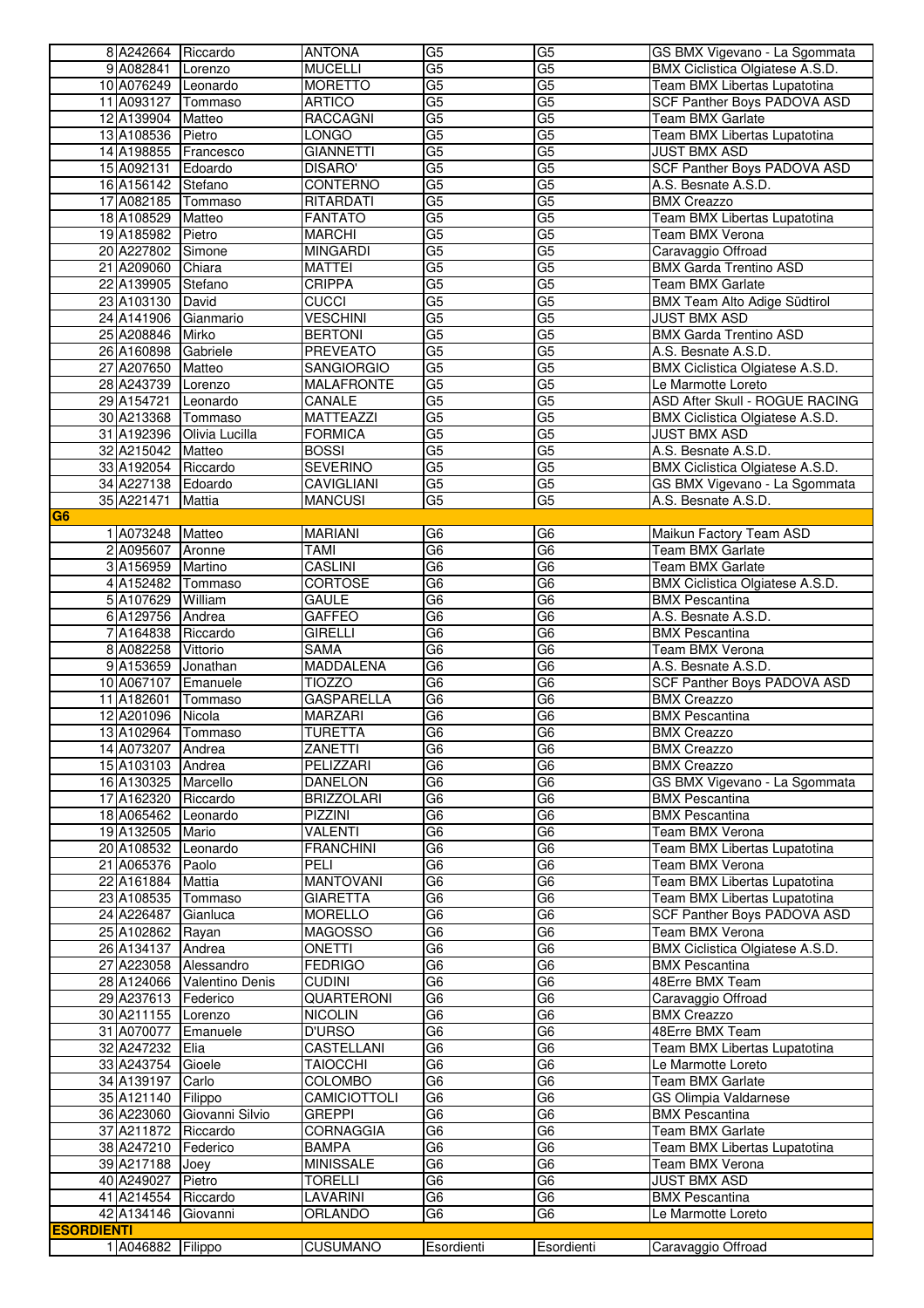| | | | | | | |
|---|---|---|---|---|---|---|
| 8 | A242664 | Riccardo | ANTONA | G5 | G5 | GS BMX Vigevano - La Sgommata |
| 9 | A082841 | Lorenzo | MUCELLI | G5 | G5 | BMX Ciclistica Olgiatese A.S.D. |
| 10 | A076249 | Leonardo | MORETTO | G5 | G5 | Team BMX Libertas Lupatotina |
| 11 | A093127 | Tommaso | ARTICO | G5 | G5 | SCF Panther Boys PADOVA ASD |
| 12 | A139904 | Matteo | RACCAGNI | G5 | G5 | Team BMX Garlate |
| 13 | A108536 | Pietro | LONGO | G5 | G5 | Team BMX Libertas Lupatotina |
| 14 | A198855 | Francesco | GIANNETTI | G5 | G5 | JUST BMX ASD |
| 15 | A092131 | Edoardo | DISARO' | G5 | G5 | SCF Panther Boys PADOVA ASD |
| 16 | A156142 | Stefano | CONTERNO | G5 | G5 | A.S. Besnate A.S.D. |
| 17 | A082185 | Tommaso | RITARDATI | G5 | G5 | BMX Creazzo |
| 18 | A108529 | Matteo | FANTATO | G5 | G5 | Team BMX Libertas Lupatotina |
| 19 | A185982 | Pietro | MARCHI | G5 | G5 | Team BMX Verona |
| 20 | A227802 | Simone | MINGARDI | G5 | G5 | Caravaggio Offroad |
| 21 | A209060 | Chiara | MATTEI | G5 | G5 | BMX Garda Trentino ASD |
| 22 | A139905 | Stefano | CRIPPA | G5 | G5 | Team BMX Garlate |
| 23 | A103130 | David | CUCCI | G5 | G5 | BMX Team Alto Adige Südtirol |
| 24 | A141906 | Gianmario | VESCHINI | G5 | G5 | JUST BMX ASD |
| 25 | A208846 | Mirko | BERTONI | G5 | G5 | BMX Garda Trentino ASD |
| 26 | A160898 | Gabriele | PREVEATO | G5 | G5 | A.S. Besnate A.S.D. |
| 27 | A207650 | Matteo | SANGIORGIO | G5 | G5 | BMX Ciclistica Olgiatese A.S.D. |
| 28 | A243739 | Lorenzo | MALAFRONTE | G5 | G5 | Le Marmotte Loreto |
| 29 | A154721 | Leonardo | CANALE | G5 | G5 | ASD After Skull - ROGUE RACING |
| 30 | A213368 | Tommaso | MATTEAZZI | G5 | G5 | BMX Ciclistica Olgiatese A.S.D. |
| 31 | A192396 | Olivia Lucilla | FORMICA | G5 | G5 | JUST BMX ASD |
| 32 | A215042 | Matteo | BOSSI | G5 | G5 | A.S. Besnate A.S.D. |
| 33 | A192054 | Riccardo | SEVERINO | G5 | G5 | BMX Ciclistica Olgiatese A.S.D. |
| 34 | A227138 | Edoardo | CAVIGLIANI | G5 | G5 | GS BMX Vigevano - La Sgommata |
| 35 | A221471 | Mattia | MANCUSI | G5 | G5 | A.S. Besnate A.S.D. |
| **G6** | | | | | | |
| 1 | A073248 | Matteo | MARIANI | G6 | G6 | Maikun Factory Team ASD |
| 2 | A095607 | Aronne | TAMI | G6 | G6 | Team BMX Garlate |
| 3 | A156959 | Martino | CASLINI | G6 | G6 | Team BMX Garlate |
| 4 | A152482 | Tommaso | CORTOSE | G6 | G6 | BMX Ciclistica Olgiatese A.S.D. |
| 5 | A107629 | William | GAULE | G6 | G6 | BMX Pescantina |
| 6 | A129756 | Andrea | GAFFEO | G6 | G6 | A.S. Besnate A.S.D. |
| 7 | A164838 | Riccardo | GIRELLI | G6 | G6 | BMX Pescantina |
| 8 | A082258 | Vittorio | SAMA | G6 | G6 | Team BMX Verona |
| 9 | A153659 | Jonathan | MADDALENA | G6 | G6 | A.S. Besnate A.S.D. |
| 10 | A067107 | Emanuele | TIOZZO | G6 | G6 | SCF Panther Boys PADOVA ASD |
| 11 | A182601 | Tommaso | GASPARELLA | G6 | G6 | BMX Creazzo |
| 12 | A201096 | Nicola | MARZARI | G6 | G6 | BMX Pescantina |
| 13 | A102964 | Tommaso | TURETTA | G6 | G6 | BMX Creazzo |
| 14 | A073207 | Andrea | ZANETTI | G6 | G6 | BMX Creazzo |
| 15 | A103103 | Andrea | PELIZZARI | G6 | G6 | BMX Creazzo |
| 16 | A130325 | Marcello | DANELON | G6 | G6 | GS BMX Vigevano - La Sgommata |
| 17 | A162320 | Riccardo | BRIZZOLARI | G6 | G6 | BMX Pescantina |
| 18 | A065462 | Leonardo | PIZZINI | G6 | G6 | BMX Pescantina |
| 19 | A132505 | Mario | VALENTI | G6 | G6 | Team BMX Verona |
| 20 | A108532 | Leonardo | FRANCHINI | G6 | G6 | Team BMX Libertas Lupatotina |
| 21 | A065376 | Paolo | PELI | G6 | G6 | Team BMX Verona |
| 22 | A161884 | Mattia | MANTOVANI | G6 | G6 | Team BMX Libertas Lupatotina |
| 23 | A108535 | Tommaso | GIARETTA | G6 | G6 | Team BMX Libertas Lupatotina |
| 24 | A226487 | Gianluca | MORELLO | G6 | G6 | SCF Panther Boys PADOVA ASD |
| 25 | A102862 | Rayan | MAGOSSO | G6 | G6 | Team BMX Verona |
| 26 | A134137 | Andrea | ONETTI | G6 | G6 | BMX Ciclistica Olgiatese A.S.D. |
| 27 | A223058 | Alessandro | FEDRIGO | G6 | G6 | BMX Pescantina |
| 28 | A124066 | Valentino Denis | CUDINI | G6 | G6 | 48Erre BMX Team |
| 29 | A237613 | Federico | QUARTERONI | G6 | G6 | Caravaggio Offroad |
| 30 | A211155 | Lorenzo | NICOLIN | G6 | G6 | BMX Creazzo |
| 31 | A070077 | Emanuele | D'URSO | G6 | G6 | 48Erre BMX Team |
| 32 | A247232 | Elia | CASTELLANI | G6 | G6 | Team BMX Libertas Lupatotina |
| 33 | A243754 | Gioele | TAIOCCHI | G6 | G6 | Le Marmotte Loreto |
| 34 | A139197 | Carlo | COLOMBO | G6 | G6 | Team BMX Garlate |
| 35 | A121140 | Filippo | CAMICIOTTOLI | G6 | G6 | GS Olimpia Valdarnese |
| 36 | A223060 | Giovanni Silvio | GREPPI | G6 | G6 | BMX Pescantina |
| 37 | A211872 | Riccardo | CORNAGGIA | G6 | G6 | Team BMX Garlate |
| 38 | A247210 | Federico | BAMPA | G6 | G6 | Team BMX Libertas Lupatotina |
| 39 | A217188 | Joey | MINISSALE | G6 | G6 | Team BMX Verona |
| 40 | A249027 | Pietro | TORELLI | G6 | G6 | JUST BMX ASD |
| 41 | A214554 | Riccardo | LAVARINI | G6 | G6 | BMX Pescantina |
| 42 | A134146 | Giovanni | ORLANDO | G6 | G6 | Le Marmotte Loreto |
| **ESORDIENTI** | | | | | | |
| 1 | A046882 | Filippo | CUSUMANO | Esordienti | Esordienti | Caravaggio Offroad |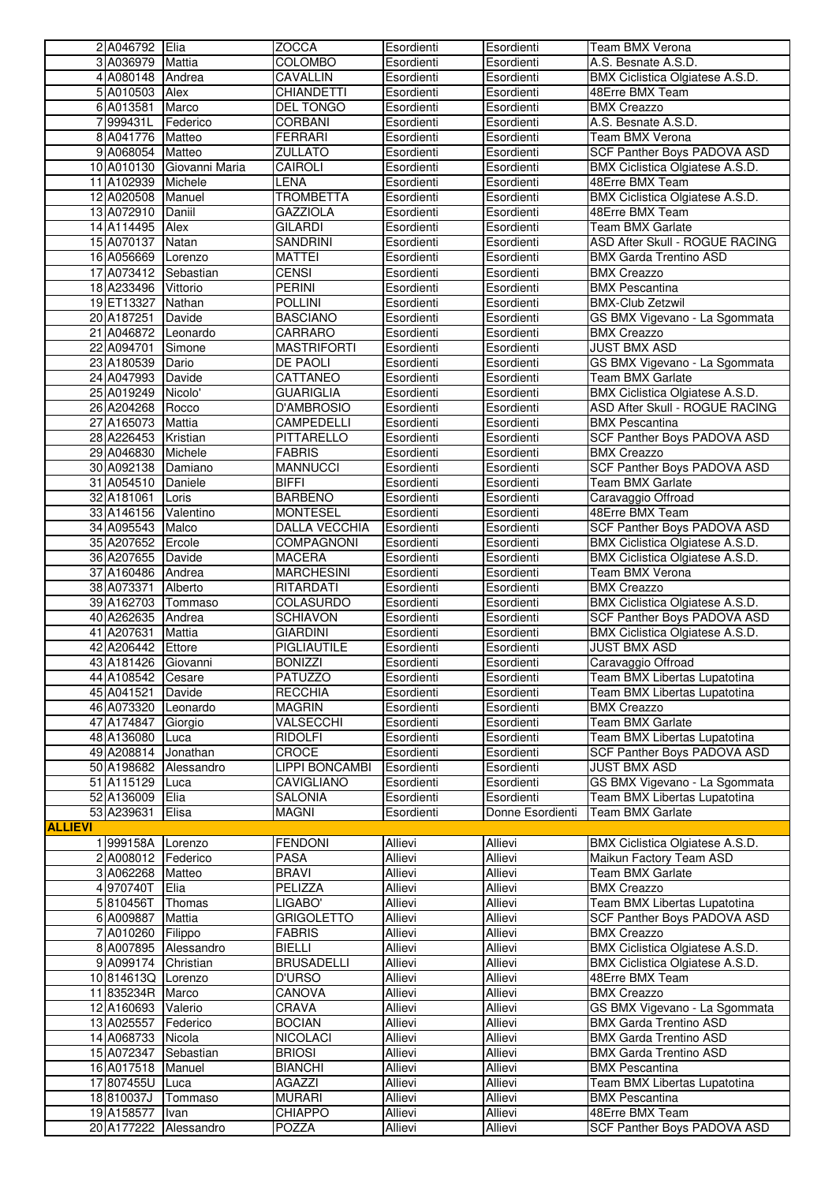| | | | | | | |
|---|---|---|---|---|---|---|
| 2 | A046792 | Elia | ZOCCA | Esordienti | Esordienti | Team BMX Verona |
| 3 | A036979 | Mattia | COLOMBO | Esordienti | Esordienti | A.S. Besnate A.S.D. |
| 4 | A080148 | Andrea | CAVALLIN | Esordienti | Esordienti | BMX Ciclistica Olgiatese A.S.D. |
| 5 | A010503 | Alex | CHIANDETTI | Esordienti | Esordienti | 48Erre BMX Team |
| 6 | A013581 | Marco | DEL TONGO | Esordienti | Esordienti | BMX Creazzo |
| 7 | 999431L | Federico | CORBANI | Esordienti | Esordienti | A.S. Besnate A.S.D. |
| 8 | A041776 | Matteo | FERRARI | Esordienti | Esordienti | Team BMX Verona |
| 9 | A068054 | Matteo | ZULLATO | Esordienti | Esordienti | SCF Panther Boys PADOVA ASD |
| 10 | A010130 | Giovanni Maria | CAIROLI | Esordienti | Esordienti | BMX Ciclistica Olgiatese A.S.D. |
| 11 | A102939 | Michele | LENA | Esordienti | Esordienti | 48Erre BMX Team |
| 12 | A020508 | Manuel | TROMBETTA | Esordienti | Esordienti | BMX Ciclistica Olgiatese A.S.D. |
| 13 | A072910 | Daniil | GAZZIOLA | Esordienti | Esordienti | 48Erre BMX Team |
| 14 | A114495 | Alex | GILARDI | Esordienti | Esordienti | Team BMX Garlate |
| 15 | A070137 | Natan | SANDRINI | Esordienti | Esordienti | ASD After Skull - ROGUE RACING |
| 16 | A056669 | Lorenzo | MATTEI | Esordienti | Esordienti | BMX Garda Trentino ASD |
| 17 | A073412 | Sebastian | CENSI | Esordienti | Esordienti | BMX Creazzo |
| 18 | A233496 | Vittorio | PERINI | Esordienti | Esordienti | BMX Pescantina |
| 19 | ET13327 | Nathan | POLLINI | Esordienti | Esordienti | BMX-Club Zetzwil |
| 20 | A187251 | Davide | BASCIANO | Esordienti | Esordienti | GS BMX Vigevano - La Sgommata |
| 21 | A046872 | Leonardo | CARRARO | Esordienti | Esordienti | BMX Creazzo |
| 22 | A094701 | Simone | MASTRIFORTI | Esordienti | Esordienti | JUST BMX ASD |
| 23 | A180539 | Dario | DE PAOLI | Esordienti | Esordienti | GS BMX Vigevano - La Sgommata |
| 24 | A047993 | Davide | CATTANEO | Esordienti | Esordienti | Team BMX Garlate |
| 25 | A019249 | Nicolo' | GUARIGLIA | Esordienti | Esordienti | BMX Ciclistica Olgiatese A.S.D. |
| 26 | A204268 | Rocco | D'AMBROSIO | Esordienti | Esordienti | ASD After Skull - ROGUE RACING |
| 27 | A165073 | Mattia | CAMPEDELLI | Esordienti | Esordienti | BMX Pescantina |
| 28 | A226453 | Kristian | PITTARELLO | Esordienti | Esordienti | SCF Panther Boys PADOVA ASD |
| 29 | A046830 | Michele | FABRIS | Esordienti | Esordienti | BMX Creazzo |
| 30 | A092138 | Damiano | MANNUCCI | Esordienti | Esordienti | SCF Panther Boys PADOVA ASD |
| 31 | A054510 | Daniele | BIFFI | Esordienti | Esordienti | Team BMX Garlate |
| 32 | A181061 | Loris | BARBENO | Esordienti | Esordienti | Caravaggio Offroad |
| 33 | A146156 | Valentino | MONTESEL | Esordienti | Esordienti | 48Erre BMX Team |
| 34 | A095543 | Malco | DALLA VECCHIA | Esordienti | Esordienti | SCF Panther Boys PADOVA ASD |
| 35 | A207652 | Ercole | COMPAGNONI | Esordienti | Esordienti | BMX Ciclistica Olgiatese A.S.D. |
| 36 | A207655 | Davide | MACERA | Esordienti | Esordienti | BMX Ciclistica Olgiatese A.S.D. |
| 37 | A160486 | Andrea | MARCHESINI | Esordienti | Esordienti | Team BMX Verona |
| 38 | A073371 | Alberto | RITARDATI | Esordienti | Esordienti | BMX Creazzo |
| 39 | A162703 | Tommaso | COLASURDO | Esordienti | Esordienti | BMX Ciclistica Olgiatese A.S.D. |
| 40 | A262635 | Andrea | SCHIAVON | Esordienti | Esordienti | SCF Panther Boys PADOVA ASD |
| 41 | A207631 | Mattia | GIARDINI | Esordienti | Esordienti | BMX Ciclistica Olgiatese A.S.D. |
| 42 | A206442 | Ettore | PIGLIAUTILE | Esordienti | Esordienti | JUST BMX ASD |
| 43 | A181426 | Giovanni | BONIZZI | Esordienti | Esordienti | Caravaggio Offroad |
| 44 | A108542 | Cesare | PATUZZO | Esordienti | Esordienti | Team BMX Libertas Lupatotina |
| 45 | A041521 | Davide | RECCHIA | Esordienti | Esordienti | Team BMX Libertas Lupatotina |
| 46 | A073320 | Leonardo | MAGRIN | Esordienti | Esordienti | BMX Creazzo |
| 47 | A174847 | Giorgio | VALSECCHI | Esordienti | Esordienti | Team BMX Garlate |
| 48 | A136080 | Luca | RIDOLFI | Esordienti | Esordienti | Team BMX Libertas Lupatotina |
| 49 | A208814 | Jonathan | CROCE | Esordienti | Esordienti | SCF Panther Boys PADOVA ASD |
| 50 | A198682 | Alessandro | LIPPI BONCAMBI | Esordienti | Esordienti | JUST BMX ASD |
| 51 | A115129 | Luca | CAVIGLIANO | Esordienti | Esordienti | GS BMX Vigevano - La Sgommata |
| 52 | A136009 | Elia | SALONIA | Esordienti | Esordienti | Team BMX Libertas Lupatotina |
| 53 | A239631 | Elisa | MAGNI | Esordienti | Donne Esordienti | Team BMX Garlate |
| **ALLIEVI** | | | | | | |
| 1 | 999158A | Lorenzo | FENDONI | Allievi | Allievi | BMX Ciclistica Olgiatese A.S.D. |
| 2 | A008012 | Federico | PASA | Allievi | Allievi | Maikun Factory Team ASD |
| 3 | A062268 | Matteo | BRAVI | Allievi | Allievi | Team BMX Garlate |
| 4 | 970740T | Elia | PELIZZA | Allievi | Allievi | BMX Creazzo |
| 5 | 810456T | Thomas | LIGABO' | Allievi | Allievi | Team BMX Libertas Lupatotina |
| 6 | A009887 | Mattia | GRIGOLETTO | Allievi | Allievi | SCF Panther Boys PADOVA ASD |
| 7 | A010260 | Filippo | FABRIS | Allievi | Allievi | BMX Creazzo |
| 8 | A007895 | Alessandro | BIELLI | Allievi | Allievi | BMX Ciclistica Olgiatese A.S.D. |
| 9 | A099174 | Christian | BRUSADELLI | Allievi | Allievi | BMX Ciclistica Olgiatese A.S.D. |
| 10 | 814613Q | Lorenzo | D'URSO | Allievi | Allievi | 48Erre BMX Team |
| 11 | 835234R | Marco | CANOVA | Allievi | Allievi | BMX Creazzo |
| 12 | A160693 | Valerio | CRAVA | Allievi | Allievi | GS BMX Vigevano - La Sgommata |
| 13 | A025557 | Federico | BOCIAN | Allievi | Allievi | BMX Garda Trentino ASD |
| 14 | A068733 | Nicola | NICOLACI | Allievi | Allievi | BMX Garda Trentino ASD |
| 15 | A072347 | Sebastian | BRIOSI | Allievi | Allievi | BMX Garda Trentino ASD |
| 16 | A017518 | Manuel | BIANCHI | Allievi | Allievi | BMX Pescantina |
| 17 | 807455U | Luca | AGAZZI | Allievi | Allievi | Team BMX Libertas Lupatotina |
| 18 | 810037J | Tommaso | MURARI | Allievi | Allievi | BMX Pescantina |
| 19 | A158577 | Ivan | CHIAPPO | Allievi | Allievi | 48Erre BMX Team |
| 20 | A177222 | Alessandro | POZZA | Allievi | Allievi | SCF Panther Boys PADOVA ASD |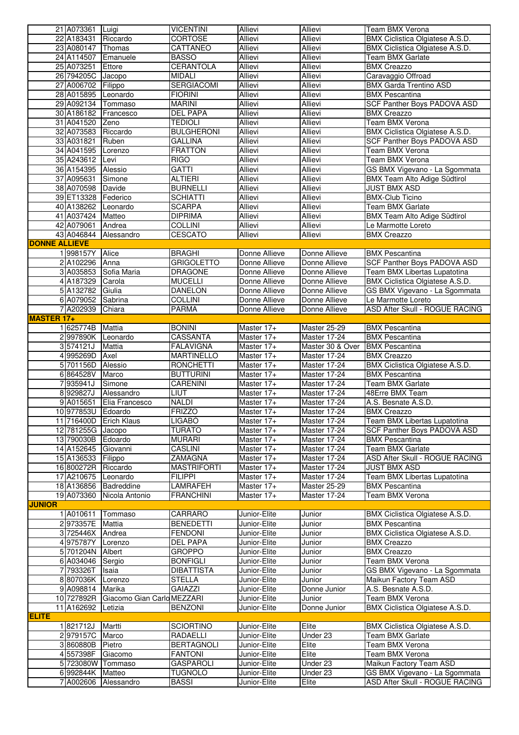| | | | | | | |
|---|---|---|---|---|---|---|
| 21 | A073361 | Luigi | VICENTINI | Allievi | Allievi | Team BMX Verona |
| 22 | A183431 | Riccardo | CORTOSE | Allievi | Allievi | BMX Ciclistica Olgiatese A.S.D. |
| 23 | A080147 | Thomas | CATTANEO | Allievi | Allievi | BMX Ciclistica Olgiatese A.S.D. |
| 24 | A114507 | Emanuele | BASSO | Allievi | Allievi | Team BMX Garlate |
| 25 | A073251 | Ettore | CERANTOLA | Allievi | Allievi | BMX Creazzo |
| 26 | 794205C | Jacopo | MIDALI | Allievi | Allievi | Caravaggio Offroad |
| 27 | A006702 | Filippo | SERGIACOMI | Allievi | Allievi | BMX Garda Trentino ASD |
| 28 | A015895 | Leonardo | FIORINI | Allievi | Allievi | BMX Pescantina |
| 29 | A092134 | Tommaso | MARINI | Allievi | Allievi | SCF Panther Boys PADOVA ASD |
| 30 | A186182 | Francesco | DEL PAPA | Allievi | Allievi | BMX Creazzo |
| 31 | A041520 | Zeno | TEDIOLI | Allievi | Allievi | Team BMX Verona |
| 32 | A073583 | Riccardo | BULGHERONI | Allievi | Allievi | BMX Ciclistica Olgiatese A.S.D. |
| 33 | A031821 | Ruben | GALLINA | Allievi | Allievi | SCF Panther Boys PADOVA ASD |
| 34 | A041595 | Lorenzo | FRATTON | Allievi | Allievi | Team BMX Verona |
| 35 | A243612 | Levi | RIGO | Allievi | Allievi | Team BMX Verona |
| 36 | A154395 | Alessio | GATTI | Allievi | Allievi | GS BMX Vigevano - La Sgommata |
| 37 | A095631 | Simone | ALTIERI | Allievi | Allievi | BMX Team Alto Adige Südtirol |
| 38 | A070598 | Davide | BURNELLI | Allievi | Allievi | JUST BMX ASD |
| 39 | ET13328 | Federico | SCHIATTI | Allievi | Allievi | BMX-Club Ticino |
| 40 | A138262 | Leonardo | SCARPA | Allievi | Allievi | Team BMX Garlate |
| 41 | A037424 | Matteo | DIPRIMA | Allievi | Allievi | BMX Team Alto Adige Südtirol |
| 42 | A079061 | Andrea | COLLINI | Allievi | Allievi | Le Marmotte Loreto |
| 43 | A046844 | Alessandro | CESCATO | Allievi | Allievi | BMX Creazzo |
| **DONNE ALLIEVE** | | | | | | |
| 1 | 998157Y | Alice | BRAGHI | Donne Allieve | Donne Allieve | BMX Pescantina |
| 2 | A102296 | Anna | GRIGOLETTO | Donne Allieve | Donne Allieve | SCF Panther Boys PADOVA ASD |
| 3 | A035853 | Sofia Maria | DRAGONE | Donne Allieve | Donne Allieve | Team BMX Libertas Lupatotina |
| 4 | A187329 | Carola | MUCELLI | Donne Allieve | Donne Allieve | BMX Ciclistica Olgiatese A.S.D. |
| 5 | A132782 | Giulia | DANELON | Donne Allieve | Donne Allieve | GS BMX Vigevano - La Sgommata |
| 6 | A079052 | Sabrina | COLLINI | Donne Allieve | Donne Allieve | Le Marmotte Loreto |
| 7 | A202939 | Chiara | PARMA | Donne Allieve | Donne Allieve | ASD After Skull - ROGUE RACING |
| **MASTER 17+** | | | | | | |
| 1 | 625774B | Mattia | BONINI | Master 17+ | Master 25-29 | BMX Pescantina |
| 2 | 997890K | Leonardo | CASSANTA | Master 17+ | Master 17-24 | BMX Pescantina |
| 3 | 574121J | Mattia | FALAVIGNA | Master 17+ | Master 30 & Over | BMX Pescantina |
| 4 | 995269D | Axel | MARTINELLO | Master 17+ | Master 17-24 | BMX Creazzo |
| 5 | 701156D | Alessio | RONCHETTI | Master 17+ | Master 17-24 | BMX Ciclistica Olgiatese A.S.D. |
| 6 | 864528V | Marco | BUTTURINI | Master 17+ | Master 17-24 | BMX Pescantina |
| 7 | 935941J | Simone | CARENINI | Master 17+ | Master 17-24 | Team BMX Garlate |
| 8 | 929827J | Alessandro | LIUT | Master 17+ | Master 17-24 | 48Erre BMX Team |
| 9 | A015651 | Elia Francesco | NALDI | Master 17+ | Master 17-24 | A.S. Besnate A.S.D. |
| 10 | 977853U | Edoardo | FRIZZO | Master 17+ | Master 17-24 | BMX Creazzo |
| 11 | 716400D | Erich Klaus | LIGABÒ | Master 17+ | Master 17-24 | Team BMX Libertas Lupatotina |
| 12 | 781255G | Jacopo | TURATO | Master 17+ | Master 17-24 | SCF Panther Boys PADOVA ASD |
| 13 | 790030B | Edoardo | MURARI | Master 17+ | Master 17-24 | BMX Pescantina |
| 14 | A152645 | Giovanni | CASLINI | Master 17+ | Master 17-24 | Team BMX Garlate |
| 15 | A136533 | Filippo | ZAMAGNA | Master 17+ | Master 17-24 | ASD After Skull - ROGUE RACING |
| 16 | 800272R | Riccardo | MASTRIFORTI | Master 17+ | Master 17-24 | JUST BMX ASD |
| 17 | A210675 | Leonardo | FILIPPI | Master 17+ | Master 17-24 | Team BMX Libertas Lupatotina |
| 18 | A136856 | Badreddine | LAMRAFEH | Master 17+ | Master 25-29 | BMX Pescantina |
| 19 | A073360 | Nicola Antonio | FRANCHINI | Master 17+ | Master 17-24 | Team BMX Verona |
| **JUNIOR** | | | | | | |
| 1 | A010611 | Tommaso | CARRARO | Junior-Elite | Junior | BMX Ciclistica Olgiatese A.S.D. |
| 2 | 973357E | Mattia | BENEDETTI | Junior-Elite | Junior | BMX Pescantina |
| 3 | 725446X | Andrea | FENDONI | Junior-Elite | Junior | BMX Ciclistica Olgiatese A.S.D. |
| 4 | 975787Y | Lorenzo | DEL PAPA | Junior-Elite | Junior | BMX Creazzo |
| 5 | 701204N | Albert | GROPPO | Junior-Elite | Junior | BMX Creazzo |
| 6 | A034046 | Sergio | BONFIGLI | Junior-Elite | Junior | Team BMX Verona |
| 7 | 793326T | Isaia | DIBATTISTA | Junior-Elite | Junior | GS BMX Vigevano - La Sgommata |
| 8 | 807036K | Lorenzo | STELLA | Junior-Elite | Junior | Maikun Factory Team ASD |
| 9 | A098814 | Marika | GAIAZZI | Junior-Elite | Donne Junior | A.S. Besnate A.S.D. |
| 10 | 727892R | Giacomo Gian Carlo | MEZZARI | Junior-Elite | Junior | Team BMX Verona |
| 11 | A162692 | Letizia | BENZONI | Junior-Elite | Donne Junior | BMX Ciclistica Olgiatese A.S.D. |
| **ELITE** | | | | | | |
| 1 | 821712J | Martti | SCIORTINO | Junior-Elite | Elite | BMX Ciclistica Olgiatese A.S.D. |
| 2 | 979157C | Marco | RADAELLI | Junior-Elite | Under 23 | Team BMX Garlate |
| 3 | 860880B | Pietro | BERTAGNOLI | Junior-Elite | Elite | Team BMX Verona |
| 4 | 557398F | Giacomo | FANTONI | Junior-Elite | Elite | Team BMX Verona |
| 5 | 723080W | Tommaso | GASPAROLI | Junior-Elite | Under 23 | Maikun Factory Team ASD |
| 6 | 992844K | Matteo | TUGNOLO | Junior-Elite | Under 23 | GS BMX Vigevano - La Sgommata |
| 7 | A002606 | Alessandro | BASSI | Junior-Elite | Elite | ASD After Skull - ROGUE RACING |